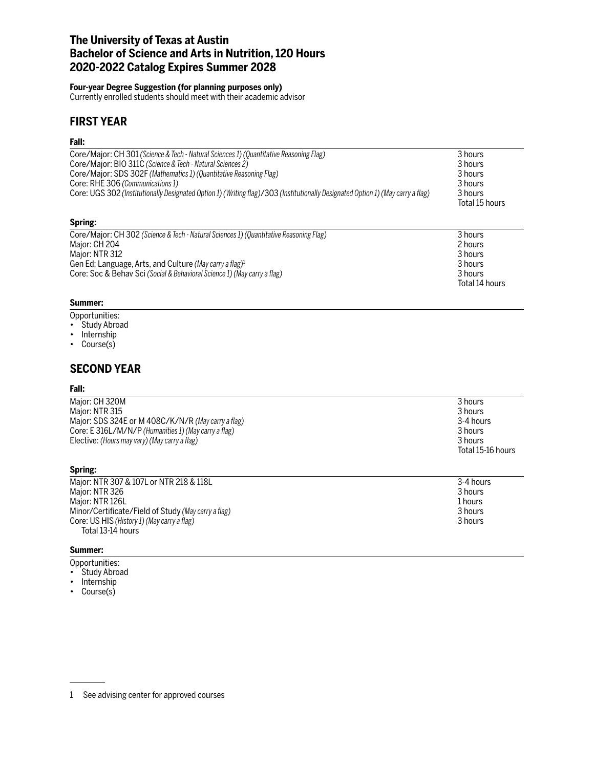# The University of Texas at Austin
# Bachelor of Science and Arts in Nutrition, 120 Hours
# 2020-2022 Catalog Expires Summer 2028

**Four-year Degree Suggestion (for planning purposes only)**
Currently enrolled students should meet with their academic advisor

## FIRST YEAR

### Fall:

| | |
|---|---|
| Core/Major: CH 301 *(Science & Tech - Natural Sciences 1) (Quantitative Reasoning Flag)* | 3 hours |
| Core/Major: BIO 311C *(Science & Tech - Natural Sciences 2)* | 3 hours |
| Core/Major: SDS 302F *(Mathematics 1) (Quantitative Reasoning Flag)* | 3 hours |
| Core: RHE 306 *(Communications 1)* | 3 hours |
| Core: UGS 302 *(Institutionally Designated Option 1) (Writing flag)*/303 *(Institutionally Designated Option 1) (May carry a flag)* | 3 hours |
| | Total 15 hours |

### Spring:

| | |
|---|---|
| Core/Major: CH 302 *(Science & Tech - Natural Sciences 1) (Quantitative Reasoning Flag)* | 3 hours |
| Major: CH 204 | 2 hours |
| Major: NTR 312 | 3 hours |
| Gen Ed: Language, Arts, and Culture *(May carry a flag)*[1] | 3 hours |
| Core: Soc & Behav Sci *(Social & Behavioral Science 1) (May carry a flag)* | 3 hours |
| | Total 14 hours |

### Summer:

Opportunities:
- Study Abroad
- Internship
- Course(s)

## SECOND YEAR

### Fall:

| | |
|---|---|
| Major: CH 320M | 3 hours |
| Major: NTR 315 | 3 hours |
| Major: SDS 324E or M 408C/K/N/R *(May carry a flag)* | 3-4 hours |
| Core: E 316L/M/N/P *(Humanities 1) (May carry a flag)* | 3 hours |
| Elective: *(Hours may vary) (May carry a flag)* | 3 hours |
| | Total 15-16 hours |

### Spring:

| | |
|---|---|
| Major: NTR 307 & 107L or NTR 218 & 118L | 3-4 hours |
| Major: NTR 326 | 3 hours |
| Major: NTR 126L | 1 hours |
| Minor/Certificate/Field of Study *(May carry a flag)* | 3 hours |
| Core: US HIS *(History 1) (May carry a flag)* | 3 hours |
| Total 13-14 hours | |

### Summer:

Opportunities:
- Study Abroad
- Internship
- Course(s)

---

1 See advising center for approved courses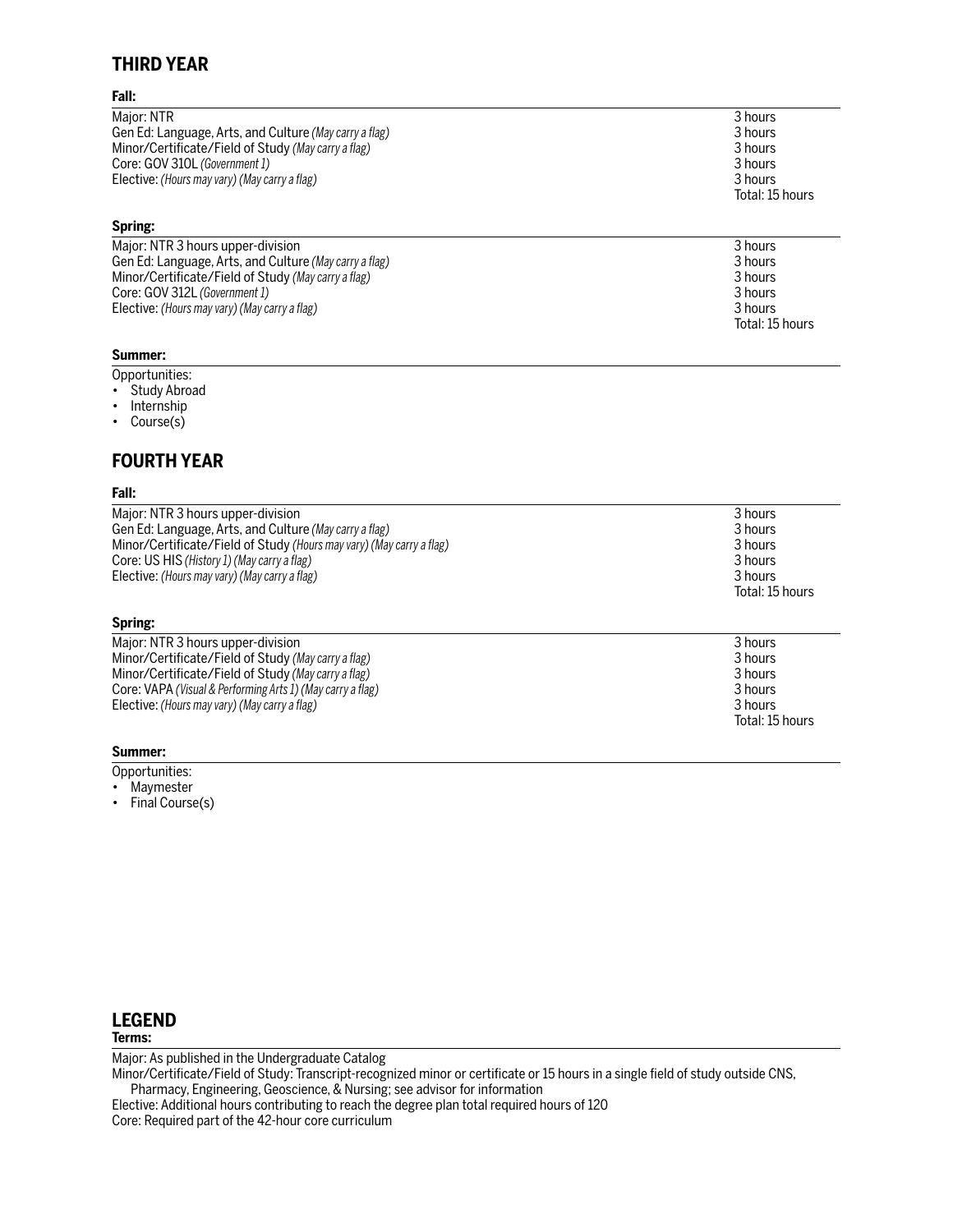## THIRD YEAR

**Fall:**

| | |
|---|---|
| Major: NTR | 3 hours |
| Gen Ed: Language, Arts, and Culture *(May carry a flag)* | 3 hours |
| Minor/Certificate/Field of Study *(May carry a flag)* | 3 hours |
| Core: GOV 310L *(Government 1)* | 3 hours |
| Elective: *(Hours may vary) (May carry a flag)* | 3 hours |
| | Total: 15 hours |

**Spring:**

| | |
|---|---|
| Major: NTR 3 hours upper-division | 3 hours |
| Gen Ed: Language, Arts, and Culture *(May carry a flag)* | 3 hours |
| Minor/Certificate/Field of Study *(May carry a flag)* | 3 hours |
| Core: GOV 312L *(Government 1)* | 3 hours |
| Elective: *(Hours may vary) (May carry a flag)* | 3 hours |
| | Total: 15 hours |

**Summer:**

Opportunities:

- Study Abroad
- Internship
- Course(s)

## FOURTH YEAR

**Fall:**

| | |
|---|---|
| Major: NTR 3 hours upper-division | 3 hours |
| Gen Ed: Language, Arts, and Culture *(May carry a flag)* | 3 hours |
| Minor/Certificate/Field of Study *(Hours may vary) (May carry a flag)* | 3 hours |
| Core: US HIS *(History 1) (May carry a flag)* | 3 hours |
| Elective: *(Hours may vary) (May carry a flag)* | 3 hours |
| | Total: 15 hours |

**Spring:**

| | |
|---|---|
| Major: NTR 3 hours upper-division | 3 hours |
| Minor/Certificate/Field of Study *(May carry a flag)* | 3 hours |
| Minor/Certificate/Field of Study *(May carry a flag)* | 3 hours |
| Core: VAPA *(Visual & Performing Arts 1) (May carry a flag)* | 3 hours |
| Elective: *(Hours may vary) (May carry a flag)* | 3 hours |
| | Total: 15 hours |

**Summer:**

Opportunities:

- Maymester
- Final Course(s)

## LEGEND

**Terms:**

Major: As published in the Undergraduate Catalog

Minor/Certificate/Field of Study: Transcript-recognized minor or certificate or 15 hours in a single field of study outside CNS, Pharmacy, Engineering, Geoscience, & Nursing; see advisor for information

Elective: Additional hours contributing to reach the degree plan total required hours of 120

Core: Required part of the 42-hour core curriculum